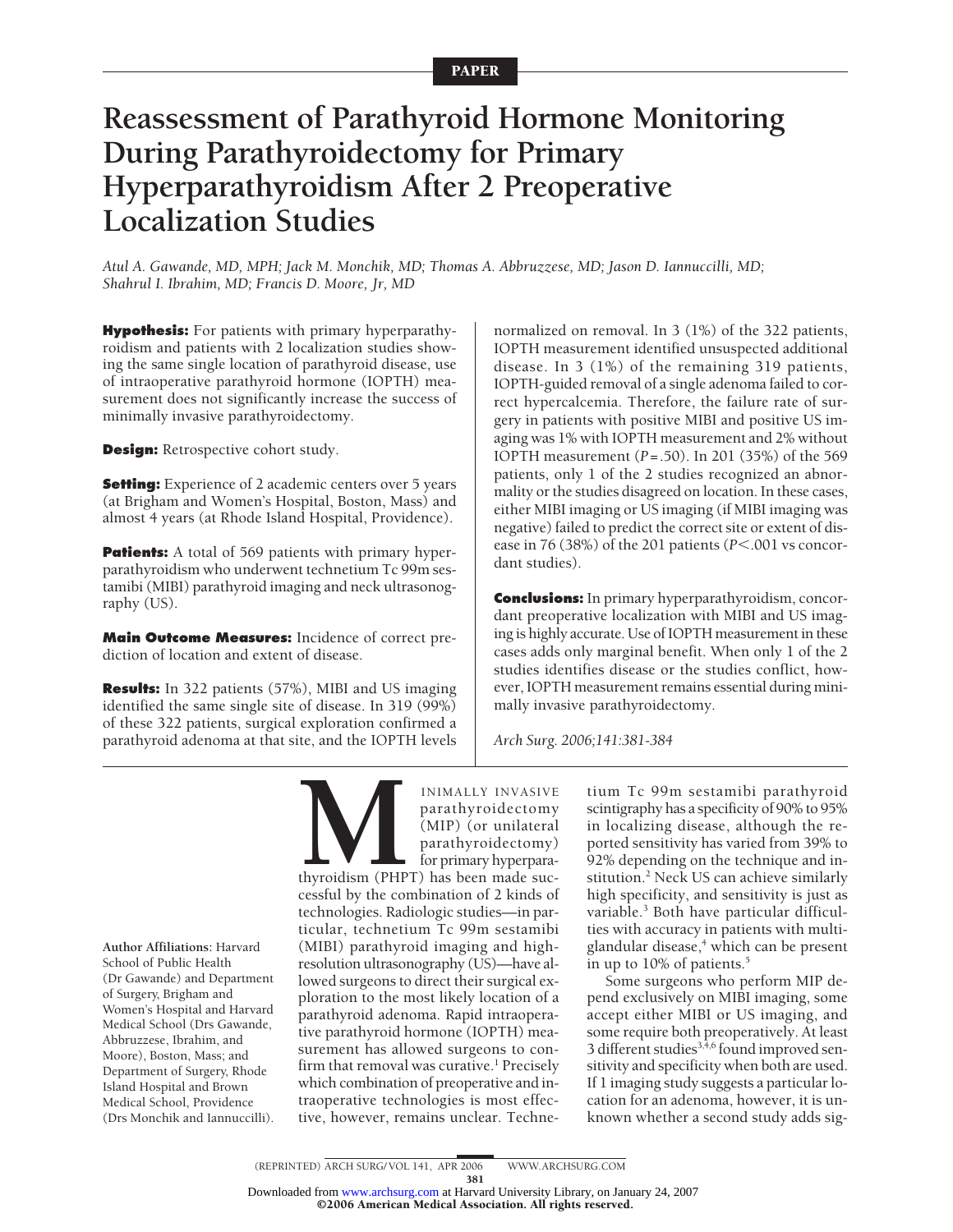PAPER

# Reassessment of Parathyroid Hormone Monitoring During Parathyroidectomy for Primary Hyperparathyroidism After 2 Preoperative Localization Studies

*Atul A. Gawande, MD, MPH; Jack M. Monchik, MD; Thomas A. Abbruzzese, MD; Jason D. Iannuccilli, MD; Shahrul I. Ibrahim, MD; Francis D. Moore, Jr, MD*

**Hypothesis:** For patients with primary hyperparathyroidism and patients with 2 localization studies showing the same single location of parathyroid disease, use of intraoperative parathyroid hormone (IOPTH) measurement does not significantly increase the success of minimally invasive parathyroidectomy.

**Design:** Retrospective cohort study.

**Setting:** Experience of 2 academic centers over 5 years (at Brigham and Women's Hospital, Boston, Mass) and almost 4 years (at Rhode Island Hospital, Providence).

**Patients:** A total of 569 patients with primary hyperparathyroidism who underwent technetium Tc 99m sestamibi (MIBI) parathyroid imaging and neck ultrasonography (US).

**Main Outcome Measures:** Incidence of correct prediction of location and extent of disease.

**Results:** In 322 patients (57%), MIBI and US imaging identified the same single site of disease. In 319 (99%) of these 322 patients, surgical exploration confirmed a parathyroid adenoma at that site, and the IOPTH levels normalized on removal. In 3 (1%) of the 322 patients, IOPTH measurement identified unsuspected additional disease. In 3 (1%) of the remaining 319 patients, IOPTH-guided removal of a single adenoma failed to correct hypercalcemia. Therefore, the failure rate of surgery in patients with positive MIBI and positive US imaging was 1% with IOPTH measurement and 2% without IOPTH measurement ($P = .50$). In 201 (35%) of the 569 patients, only 1 of the 2 studies recognized an abnormality or the studies disagreed on location. In these cases, either MIBI imaging or US imaging (if MIBI imaging was negative) failed to predict the correct site or extent of disease in 76 (38%) of the 201 patients ($P < .001$ vs concordant studies).

**Conclusions:** In primary hyperparathyroidism, concordant preoperative localization with MIBI and US imaging is highly accurate. Use of IOPTH measurement in these cases adds only marginal benefit. When only 1 of the 2 studies identifies disease or the studies conflict, however, IOPTH measurement remains essential during minimally invasive parathyroidectomy.

*Arch Surg. 2006;141:381-384*

MINIMALLY INVASIVE parathyroidectomy (MIP) (or unilateral parathyroidectomy) for primary hyperparathyroidism (PHPT) has been made successful by the combination of 2 kinds of technologies. Radiologic studies—in particular, technetium Tc 99m sestamibi (MIBI) parathyroid imaging and high-resolution ultrasonography (US)—have allowed surgeons to direct their surgical exploration to the most likely location of a parathyroid adenoma. Rapid intraoperative parathyroid hormone (IOPTH) measurement has allowed surgeons to confirm that removal was curative.[1] Precisely which combination of preoperative and intraoperative technologies is most effective, however, remains unclear. Technetium Tc 99m sestamibi parathyroid scintigraphy has a specificity of 90% to 95% in localizing disease, although the reported sensitivity has varied from 39% to 92% depending on the technique and institution.[2] Neck US can achieve similarly high specificity, and sensitivity is just as variable.[3] Both have particular difficulties with accuracy in patients with multiglandular disease,[4] which can be present in up to 10% of patients.[5]

Some surgeons who perform MIP depend exclusively on MIBI imaging, some accept either MIBI or US imaging, and some require both preoperatively. At least 3 different studies[3,4,6] found improved sensitivity and specificity when both are used. If 1 imaging study suggests a particular location for an adenoma, however, it is unknown whether a second study adds sig-

**Author Affiliations:** Harvard School of Public Health (Dr Gawande) and Department of Surgery, Brigham and Women's Hospital and Harvard Medical School (Drs Gawande, Abbruzzese, Ibrahim, and Moore), Boston, Mass; and Department of Surgery, Rhode Island Hospital and Brown Medical School, Providence (Drs Monchik and Iannuccilli).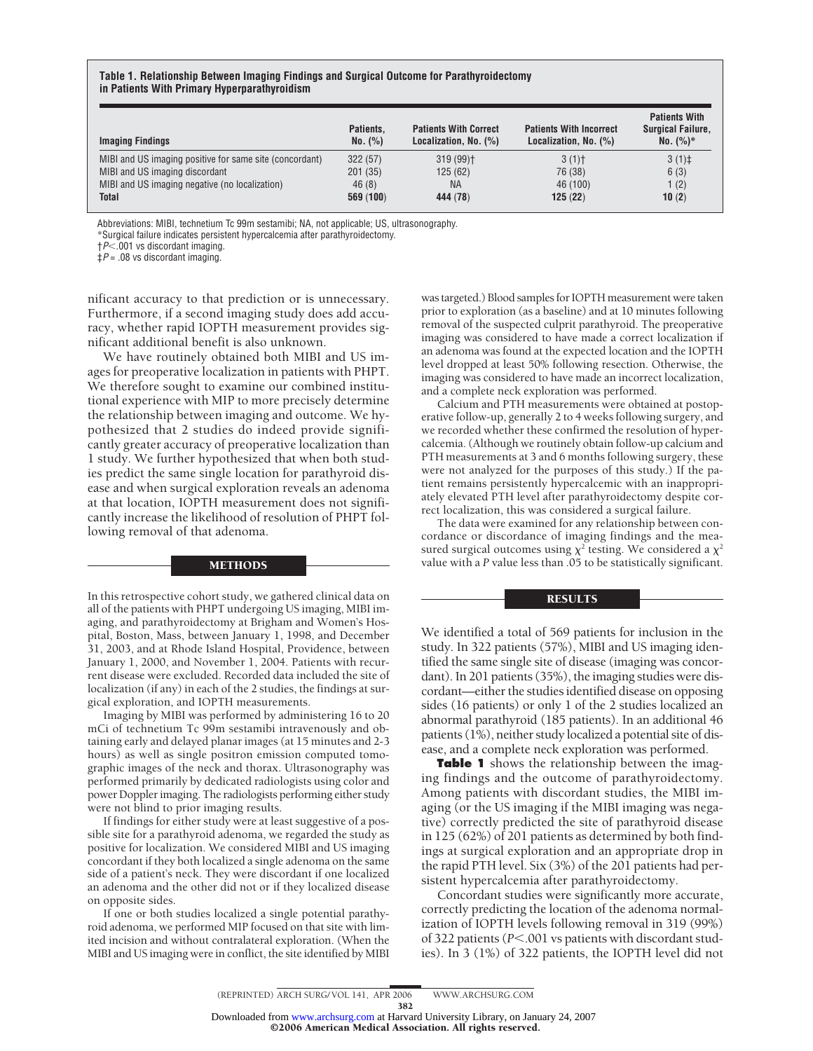**Table 1. Relationship Between Imaging Findings and Surgical Outcome for Parathyroidectomy in Patients With Primary Hyperparathyroidism**

| Imaging Findings | Patients, No. (%) | Patients With Correct Localization, No. (%) | Patients With Incorrect Localization, No. (%) | Patients With Surgical Failure, No. (%)* |
|---|---|---|---|---|
| MIBI and US imaging positive for same site (concordant) | 322 (57) | 319 (99)† | 3 (1)† | 3 (1)‡ |
| MIBI and US imaging discordant | 201 (35) | 125 (62) | 76 (38) | 6 (3) |
| MIBI and US imaging negative (no localization) | 46 (8) | NA | 46 (100) | 1 (2) |
| **Total** | **569** (**100**) | **444** (**78**) | **125** (**22**) | **10** (**2**) |

Abbreviations: MIBI, technetium Tc 99m sestamibi; NA, not applicable; US, ultrasonography.
*Surgical failure indicates persistent hypercalcemia after parathyroidectomy.
†$P<.001$ vs discordant imaging.
‡$P=.08$ vs discordant imaging.

nificant accuracy to that prediction or is unnecessary. Furthermore, if a second imaging study does add accuracy, whether rapid IOPTH measurement provides significant additional benefit is also unknown.

We have routinely obtained both MIBI and US images for preoperative localization in patients with PHPT. We therefore sought to examine our combined institutional experience with MIP to more precisely determine the relationship between imaging and outcome. We hypothesized that 2 studies do indeed provide significantly greater accuracy of preoperative localization than 1 study. We further hypothesized that when both studies predict the same single location for parathyroid disease and when surgical exploration reveals an adenoma at that location, IOPTH measurement does not significantly increase the likelihood of resolution of PHPT following removal of that adenoma.

## METHODS

In this retrospective cohort study, we gathered clinical data on all of the patients with PHPT undergoing US imaging, MIBI imaging, and parathyroidectomy at Brigham and Women's Hospital, Boston, Mass, between January 1, 1998, and December 31, 2003, and at Rhode Island Hospital, Providence, between January 1, 2000, and November 1, 2004. Patients with recurrent disease were excluded. Recorded data included the site of localization (if any) in each of the 2 studies, the findings at surgical exploration, and IOPTH measurements.

Imaging by MIBI was performed by administering 16 to 20 mCi of technetium Tc 99m sestamibi intravenously and obtaining early and delayed planar images (at 15 minutes and 2-3 hours) as well as single positron emission computed tomographic images of the neck and thorax. Ultrasonography was performed primarily by dedicated radiologists using color and power Doppler imaging. The radiologists performing either study were not blind to prior imaging results.

If findings for either study were at least suggestive of a possible site for a parathyroid adenoma, we regarded the study as positive for localization. We considered MIBI and US imaging concordant if they both localized a single adenoma on the same side of a patient's neck. They were discordant if one localized an adenoma and the other did not or if they localized disease on opposite sides.

If one or both studies localized a single potential parathyroid adenoma, we performed MIP focused on that site with limited incision and without contralateral exploration. (When the MIBI and US imaging were in conflict, the site identified by MIBI was targeted.) Blood samples for IOPTH measurement were taken prior to exploration (as a baseline) and at 10 minutes following removal of the suspected culprit parathyroid. The preoperative imaging was considered to have made a correct localization if an adenoma was found at the expected location and the IOPTH level dropped at least 50% following resection. Otherwise, the imaging was considered to have made an incorrect localization, and a complete neck exploration was performed.

Calcium and PTH measurements were obtained at postoperative follow-up, generally 2 to 4 weeks following surgery, and we recorded whether these confirmed the resolution of hypercalcemia. (Although we routinely obtain follow-up calcium and PTH measurements at 3 and 6 months following surgery, these were not analyzed for the purposes of this study.) If the patient remains persistently hypercalcemic with an inappropriately elevated PTH level after parathyroidectomy despite correct localization, this was considered a surgical failure.

The data were examined for any relationship between concordance or discordance of imaging findings and the measured surgical outcomes using $\chi^2$ testing. We considered a $\chi^2$ value with a *P* value less than .05 to be statistically significant.

## RESULTS

We identified a total of 569 patients for inclusion in the study. In 322 patients (57%), MIBI and US imaging identified the same single site of disease (imaging was concordant). In 201 patients (35%), the imaging studies were discordant—either the studies identified disease on opposing sides (16 patients) or only 1 of the 2 studies localized an abnormal parathyroid (185 patients). In an additional 46 patients (1%), neither study localized a potential site of disease, and a complete neck exploration was performed.

**Table 1** shows the relationship between the imaging findings and the outcome of parathyroidectomy. Among patients with discordant studies, the MIBI imaging (or the US imaging if the MIBI imaging was negative) correctly predicted the site of parathyroid disease in 125 (62%) of 201 patients as determined by both findings at surgical exploration and an appropriate drop in the rapid PTH level. Six (3%) of the 201 patients had persistent hypercalcemia after parathyroidectomy.

Concordant studies were significantly more accurate, correctly predicting the location of the adenoma normalization of IOPTH levels following removal in 319 (99%) of 322 patients ($P<.001$ vs patients with discordant studies). In 3 (1%) of 322 patients, the IOPTH level did not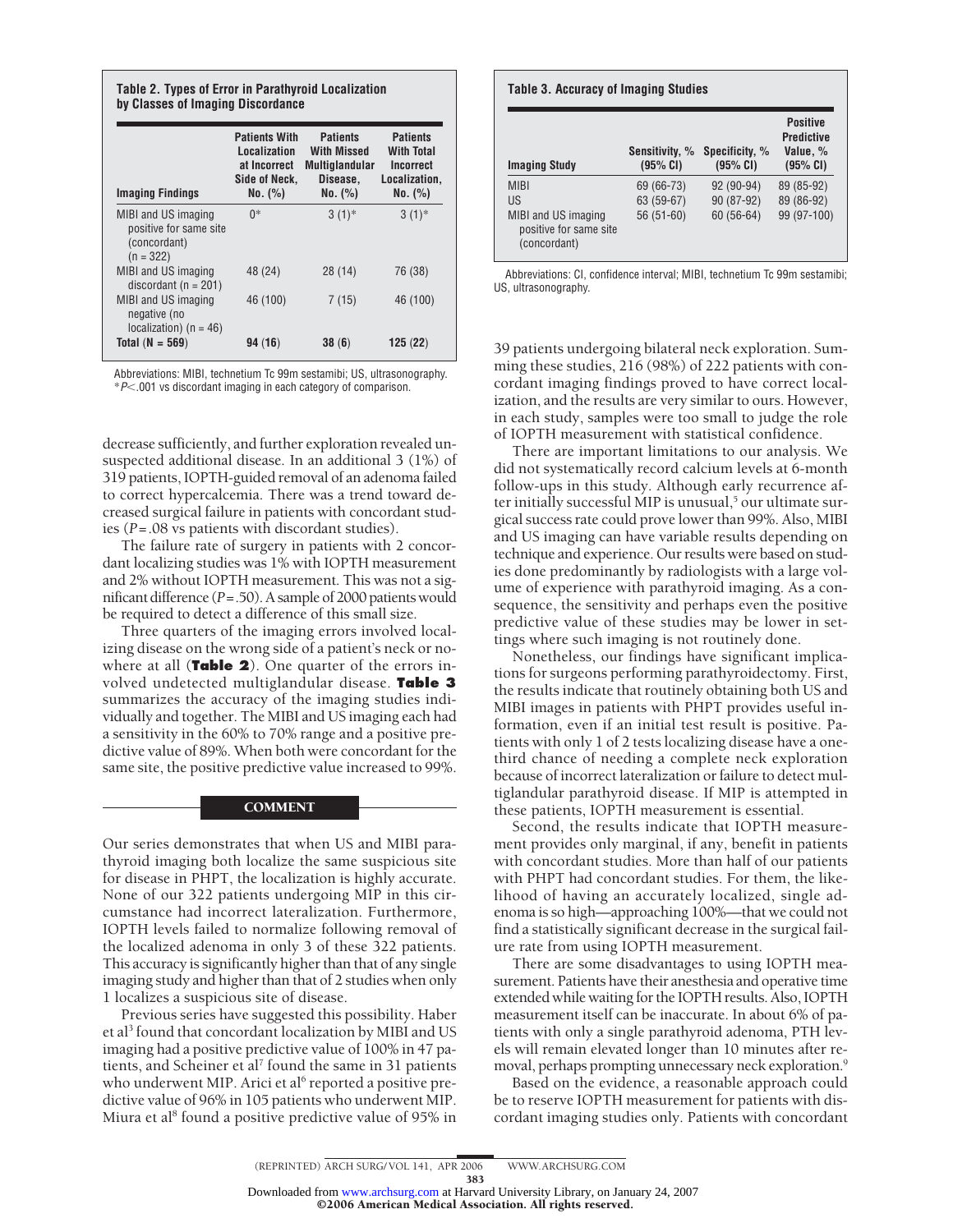**Table 2. Types of Error in Parathyroid Localization by Classes of Imaging Discordance**

| Imaging Findings | Patients With Localization at Incorrect Side of Neck, No. (%) | Patients With Missed Multiglandular Disease, No. (%) | Patients With Total Incorrect Localization, No. (%) |
|---|---|---|---|
| MIBI and US imaging positive for same site (concordant) (n = 322) | 0* | 3 (1)* | 3 (1)* |
| MIBI and US imaging discordant (n = 201) | 48 (24) | 28 (14) | 76 (38) |
| MIBI and US imaging negative (no localization) (n = 46) | 46 (100) | 7 (15) | 46 (100) |
| **Total (N = 569)** | **94 (16)** | **38 (6)** | **125 (22)** |

Abbreviations: MIBI, technetium Tc 99m sestamibi; US, ultrasonography.
*$P<.001$ vs discordant imaging in each category of comparison.

**Table 3. Accuracy of Imaging Studies**

| Imaging Study | Sensitivity, % (95% CI) | Specificity, % (95% CI) | Positive Predictive Value, % (95% CI) |
|---|---|---|---|
| MIBI | 69 (66-73) | 92 (90-94) | 89 (85-92) |
| US | 63 (59-67) | 90 (87-92) | 89 (86-92) |
| MIBI and US imaging positive for same site (concordant) | 56 (51-60) | 60 (56-64) | 99 (97-100) |

Abbreviations: CI, confidence interval; MIBI, technetium Tc 99m sestamibi; US, ultrasonography.

decrease sufficiently, and further exploration revealed unsuspected additional disease. In an additional 3 (1%) of 319 patients, IOPTH-guided removal of an adenoma failed to correct hypercalcemia. There was a trend toward decreased surgical failure in patients with concordant studies ($P=.08$ vs patients with discordant studies).

The failure rate of surgery in patients with 2 concordant localizing studies was 1% with IOPTH measurement and 2% without IOPTH measurement. This was not a significant difference ($P=.50$). A sample of 2000 patients would be required to detect a difference of this small size.

Three quarters of the imaging errors involved localizing disease on the wrong side of a patient's neck or nowhere at all (**Table 2**). One quarter of the errors involved undetected multiglandular disease. **Table 3** summarizes the accuracy of the imaging studies individually and together. The MIBI and US imaging each had a sensitivity in the 60% to 70% range and a positive predictive value of 89%. When both were concordant for the same site, the positive predictive value increased to 99%.

## COMMENT

Our series demonstrates that when US and MIBI parathyroid imaging both localize the same suspicious site for disease in PHPT, the localization is highly accurate. None of our 322 patients undergoing MIP in this circumstance had incorrect lateralization. Furthermore, IOPTH levels failed to normalize following removal of the localized adenoma in only 3 of these 322 patients. This accuracy is significantly higher than that of any single imaging study and higher than that of 2 studies when only 1 localizes a suspicious site of disease.

Previous series have suggested this possibility. Haber et al[3] found that concordant localization by MIBI and US imaging had a positive predictive value of 100% in 47 patients, and Scheiner et al[7] found the same in 31 patients who underwent MIP. Arici et al[6] reported a positive predictive value of 96% in 105 patients who underwent MIP. Miura et al[8] found a positive predictive value of 95% in 39 patients undergoing bilateral neck exploration. Summing these studies, 216 (98%) of 222 patients with concordant imaging findings proved to have correct localization, and the results are very similar to ours. However, in each study, samples were too small to judge the role of IOPTH measurement with statistical confidence.

There are important limitations to our analysis. We did not systematically record calcium levels at 6-month follow-ups in this study. Although early recurrence after initially successful MIP is unusual,[5] our ultimate surgical success rate could prove lower than 99%. Also, MIBI and US imaging can have variable results depending on technique and experience. Our results were based on studies done predominantly by radiologists with a large volume of experience with parathyroid imaging. As a consequence, the sensitivity and perhaps even the positive predictive value of these studies may be lower in settings where such imaging is not routinely done.

Nonetheless, our findings have significant implications for surgeons performing parathyroidectomy. First, the results indicate that routinely obtaining both US and MIBI images in patients with PHPT provides useful information, even if an initial test result is positive. Patients with only 1 of 2 tests localizing disease have a one-third chance of needing a complete neck exploration because of incorrect lateralization or failure to detect multiglandular parathyroid disease. If MIP is attempted in these patients, IOPTH measurement is essential.

Second, the results indicate that IOPTH measurement provides only marginal, if any, benefit in patients with concordant studies. More than half of our patients with PHPT had concordant studies. For them, the likelihood of having an accurately localized, single adenoma is so high—approaching 100%—that we could not find a statistically significant decrease in the surgical failure rate from using IOPTH measurement.

There are some disadvantages to using IOPTH measurement. Patients have their anesthesia and operative time extended while waiting for the IOPTH results. Also, IOPTH measurement itself can be inaccurate. In about 6% of patients with only a single parathyroid adenoma, PTH levels will remain elevated longer than 10 minutes after removal, perhaps prompting unnecessary neck exploration.[9]

Based on the evidence, a reasonable approach could be to reserve IOPTH measurement for patients with discordant imaging studies only. Patients with concordant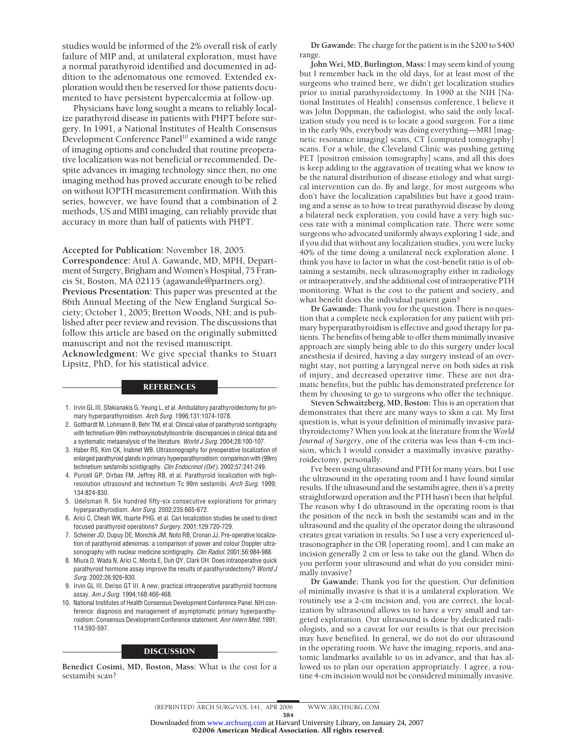studies would be informed of the 2% overall risk of early failure of MIP and, at unilateral exploration, must have a normal parathyroid identified and documented in addition to the adenomatous one removed. Extended exploration would then be reserved for those patients documented to have persistent hypercalcemia at follow-up.

Physicians have long sought a means to reliably localize parathyroid disease in patients with PHPT before surgery. In 1991, a National Institutes of Health Consensus Development Conference Panel[10] examined a wide range of imaging options and concluded that routine preoperative localization was not beneficial or recommended. Despite advances in imaging technology since then, no one imaging method has proved accurate enough to be relied on without IOPTH measurement confirmation. With this series, however, we have found that a combination of 2 methods, US and MIBI imaging, can reliably provide that accuracy in more than half of patients with PHPT.

**Accepted for Publication:** November 18, 2005.

**Correspondence:** Atul A. Gawande, MD, MPH, Department of Surgery, Brigham and Women's Hospital, 75 Francis St, Boston, MA 02115 (agawande@partners.org).

**Previous Presentation:** This paper was presented at the 86th Annual Meeting of the New England Surgical Society; October 1, 2005; Bretton Woods, NH; and is published after peer review and revision. The discussions that follow this article are based on the originally submitted manuscript and not the revised manuscript.

**Acknowledgment:** We give special thanks to Stuart Lipsitz, PhD, for his statistical advice.

## REFERENCES

1. Irvin GL III, Sfakianakis G, Yeung L, et al. Ambulatory parathyroidectomy for primary hyperparathyroidism. *Arch Surg.* 1996;131:1074-1078.
2. Gotthardt M, Lohmann B, Behr TM, et al. Clinical value of parathyroid scintigraphy with technetium-99m methoxyisobutylisonitrile: discrepancies in clinical data and a systematic metaanalysis of the literature. *World J Surg.* 2004;28:100-107.
3. Haber RS, Kim CK, Inabnet WB. Ultrasonography for preoperative localization of enlarged parathyroid glands in primary hyperparathyroidism: comparison with (99m) technetium sestamibi scintigraphy. *Clin Endocrinol (Oxf).* 2002;57:241-249.
4. Purcell GP, Dirbas FM, Jeffrey RB, et al. Parathyroid localization with high-resolution ultrasound and technetium Tc 99m sestamibi. *Arch Surg.* 1999; 134:824-830.
5. Udelsman R. Six hundred fifty-six consecutive explorations for primary hyperparathyroidism. *Ann Surg.* 2002;235:665-672.
6. Arici C, Cheah WK, Ituarte PHG, et al. Can localization studies be used to direct focused parathyroid operations? *Surgery.* 2001;129:720-729.
7. Scheiner JD, Dupuy DE, Monchik JM, Noto RB, Cronan JJ. Pre-operative localization of parathyroid adenomas: a comparison of power and colour Doppler ultrasonography with nuclear medicine scintigraphy. *Clin Radiol.* 2001;56:984-988.
8. Miura D, Wada N, Arici C, Morita E, Duh QY, Clark OH. Does intraoperative quick parathyroid hormone assay improve the results of parathyroidectomy? *World J Surg.* 2002;26:926-930.
9. Irvin GL III, Deriso GT III. A new, practical intraoperative parathyroid hormone assay. *Am J Surg.* 1994;168:466-468.
10. National Institutes of Health Consensus Development Conference Panel. NIH conference: diagnosis and management of asymptomatic primary hyperparathyroidism: Consensus Development Conference statement. *Ann Intern Med.* 1991; 114:593-597.

## DISCUSSION

**Benedict Cosimi, MD, Boston, Mass:** What is the cost for a sestamibi scan?

**Dr Gawande:** The charge for the patient is in the $200 to $400 range.

**John Wei, MD, Burlington, Mass:** I may seem kind of young but I remember back in the old days, for at least most of the surgeons who trained here, we didn't get localization studies prior to initial parathyroidectomy. In 1990 at the NIH [National Institutes of Health] consensus conference, I believe it was John Doppman, the radiologist, who said the only localization study you need is to locate a good surgeon. For a time in the early 90s, everybody was doing everything—MRI [magnetic resonance imaging] scans, CT [computed tomography] scans. For a while, the Cleveland Clinic was pushing getting PET [positron emission tomography] scans, and all this does is keep adding to the aggravation of treating what we know to be the natural distribution of disease etiology and what surgical intervention can do. By and large, for most surgeons who don't have the localization capabilities but have a good training and a sense as to how to treat parathyroid disease by doing a bilateral neck exploration, you could have a very high success rate with a minimal complication rate. There were some surgeons who advocated uniformly always exploring 1 side, and if you did that without any localization studies, you were lucky 40% of the time doing a unilateral neck exploration alone. I think you have to factor in what the cost-benefit ratio is of obtaining a sestamibi, neck ultrasonography either in radiology or intraoperatively, and the additional cost of intraoperative PTH monitoring. What is the cost to the patient and society, and what benefit does the individual patient gain?

**Dr Gawande:** Thank you for the question. There is no question that a complete neck exploration for any patient with primary hyperparathyroidism is effective and good therapy for patients. The benefits of being able to offer them minimally invasive approach are simply being able to do this surgery under local anesthesia if desired, having a day surgery instead of an overnight stay, not putting a laryngeal nerve on both sides at risk of injury, and decreased operative time. These are not dramatic benefits, but the public has demonstrated preference for them by choosing to go to surgeons who offer the technique.

**Steven Schwaitzberg, MD, Boston:** This is an operation that demonstrates that there are many ways to skin a cat. My first question is, what is your definition of minimally invasive parathyroidectomy? When you look at the literature from the *World Journal of Surgery*, one of the criteria was less than 4-cm incision, which I would consider a maximally invasive parathyroidectomy, personally.

I've been using ultrasound and PTH for many years, but I use the ultrasound in the operating room and I have found similar results. If the ultrasound and the sestamibi agree, then it's a pretty straightforward operation and the PTH hasn't been that helpful. The reason why I do ultrasound in the operating room is that the position of the neck in both the sestamibi scan and in the ultrasound and the quality of the operator doing the ultrasound creates great variation in results. So I use a very experienced ultrasonographer in the OR [operating room], and I can make an incision generally 2 cm or less to take out the gland. When do you perform your ultrasound and what do you consider minimally invasive?

**Dr Gawande:** Thank you for the question. Our definition of minimally invasive is that it is a unilateral exploration. We routinely use a 2-cm incision and, you are correct, the localization by ultrasound allows us to have a very small and targeted exploration. Our ultrasound is done by dedicated radiologists, and so a caveat for our results is that our precision may have benefited. In general, we do not do our ultrasound in the operating room. We have the imaging, reports, and anatomic landmarks available to us in advance, and that has allowed us to plan our operation appropriately. I agree, a routine 4-cm incision would not be considered minimally invasive.